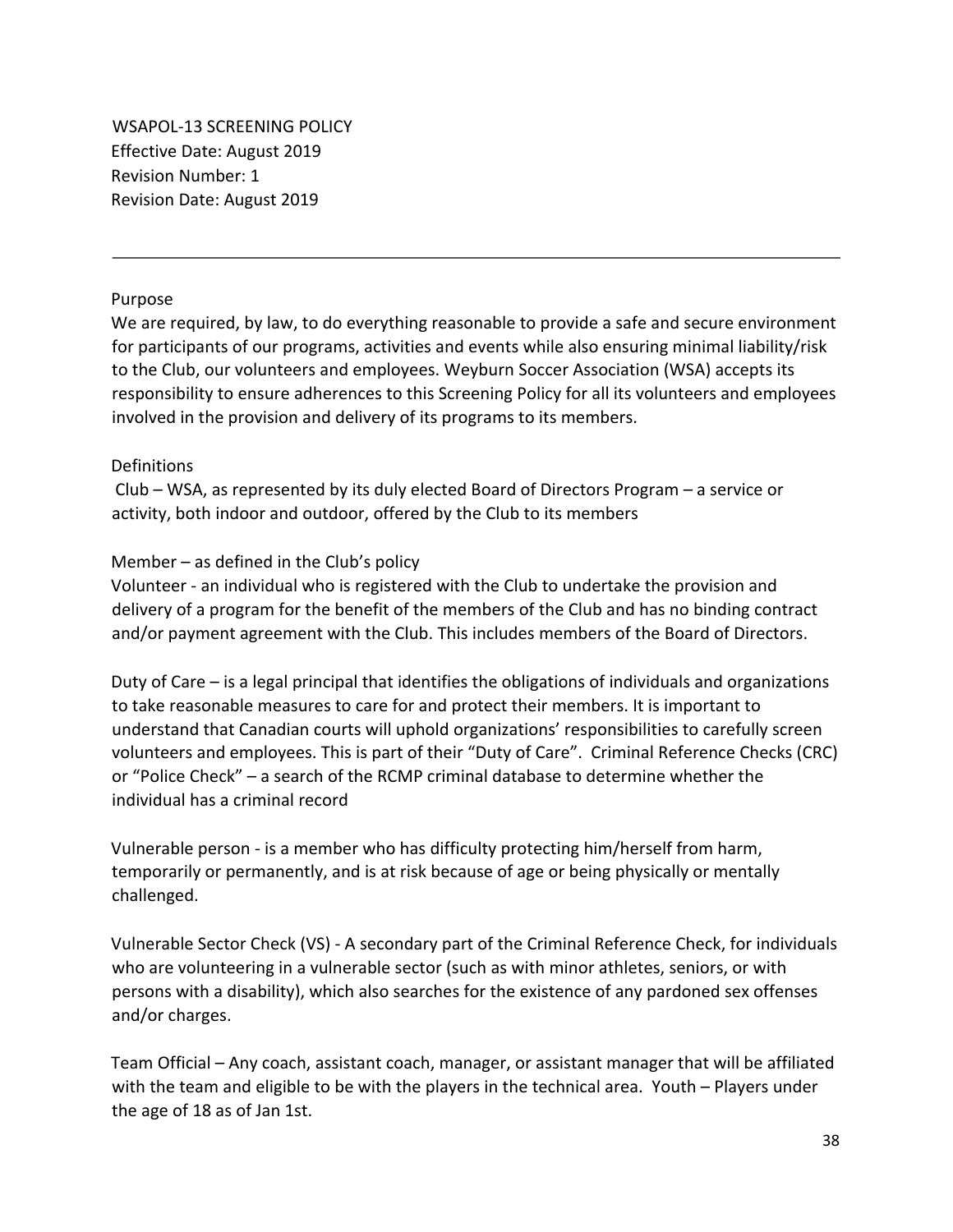WSAPOL-13 SCREENING POLICY
Effective Date: August 2019
Revision Number: 1
Revision Date: August 2019

---

Purpose

We are required, by law, to do everything reasonable to provide a safe and secure environment for participants of our programs, activities and events while also ensuring minimal liability/risk to the Club, our volunteers and employees. Weyburn Soccer Association (WSA) accepts its responsibility to ensure adherences to this Screening Policy for all its volunteers and employees involved in the provision and delivery of its programs to its members.

Definitions

Club – WSA, as represented by its duly elected Board of Directors Program – a service or activity, both indoor and outdoor, offered by the Club to its members

Member – as defined in the Club's policy

Volunteer - an individual who is registered with the Club to undertake the provision and delivery of a program for the benefit of the members of the Club and has no binding contract and/or payment agreement with the Club. This includes members of the Board of Directors.

Duty of Care – is a legal principal that identifies the obligations of individuals and organizations to take reasonable measures to care for and protect their members. It is important to understand that Canadian courts will uphold organizations' responsibilities to carefully screen volunteers and employees. This is part of their "Duty of Care". Criminal Reference Checks (CRC) or "Police Check" – a search of the RCMP criminal database to determine whether the individual has a criminal record

Vulnerable person - is a member who has difficulty protecting him/herself from harm, temporarily or permanently, and is at risk because of age or being physically or mentally challenged.

Vulnerable Sector Check (VS) - A secondary part of the Criminal Reference Check, for individuals who are volunteering in a vulnerable sector (such as with minor athletes, seniors, or with persons with a disability), which also searches for the existence of any pardoned sex offenses and/or charges.

Team Official – Any coach, assistant coach, manager, or assistant manager that will be affiliated with the team and eligible to be with the players in the technical area. Youth – Players under the age of 18 as of Jan 1st.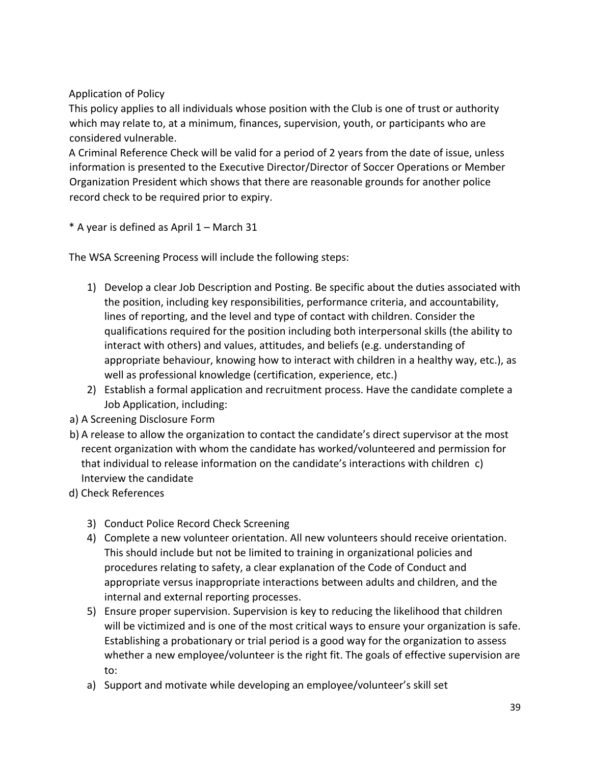Application of Policy

This policy applies to all individuals whose position with the Club is one of trust or authority which may relate to, at a minimum, finances, supervision, youth, or participants who are considered vulnerable.

A Criminal Reference Check will be valid for a period of 2 years from the date of issue, unless information is presented to the Executive Director/Director of Soccer Operations or Member Organization President which shows that there are reasonable grounds for another police record check to be required prior to expiry.

* A year is defined as April 1 – March 31

The WSA Screening Process will include the following steps:

1) Develop a clear Job Description and Posting. Be specific about the duties associated with the position, including key responsibilities, performance criteria, and accountability, lines of reporting, and the level and type of contact with children. Consider the qualifications required for the position including both interpersonal skills (the ability to interact with others) and values, attitudes, and beliefs (e.g. understanding of appropriate behaviour, knowing how to interact with children in a healthy way, etc.), as well as professional knowledge (certification, experience, etc.)
2) Establish a formal application and recruitment process. Have the candidate complete a Job Application, including:

a) A Screening Disclosure Form

b) A release to allow the organization to contact the candidate's direct supervisor at the most recent organization with whom the candidate has worked/volunteered and permission for that individual to release information on the candidate's interactions with children

c) Interview the candidate

d) Check References

3) Conduct Police Record Check Screening
4) Complete a new volunteer orientation. All new volunteers should receive orientation. This should include but not be limited to training in organizational policies and procedures relating to safety, a clear explanation of the Code of Conduct and appropriate versus inappropriate interactions between adults and children, and the internal and external reporting processes.
5) Ensure proper supervision. Supervision is key to reducing the likelihood that children will be victimized and is one of the most critical ways to ensure your organization is safe. Establishing a probationary or trial period is a good way for the organization to assess whether a new employee/volunteer is the right fit. The goals of effective supervision are to:

a) Support and motivate while developing an employee/volunteer's skill set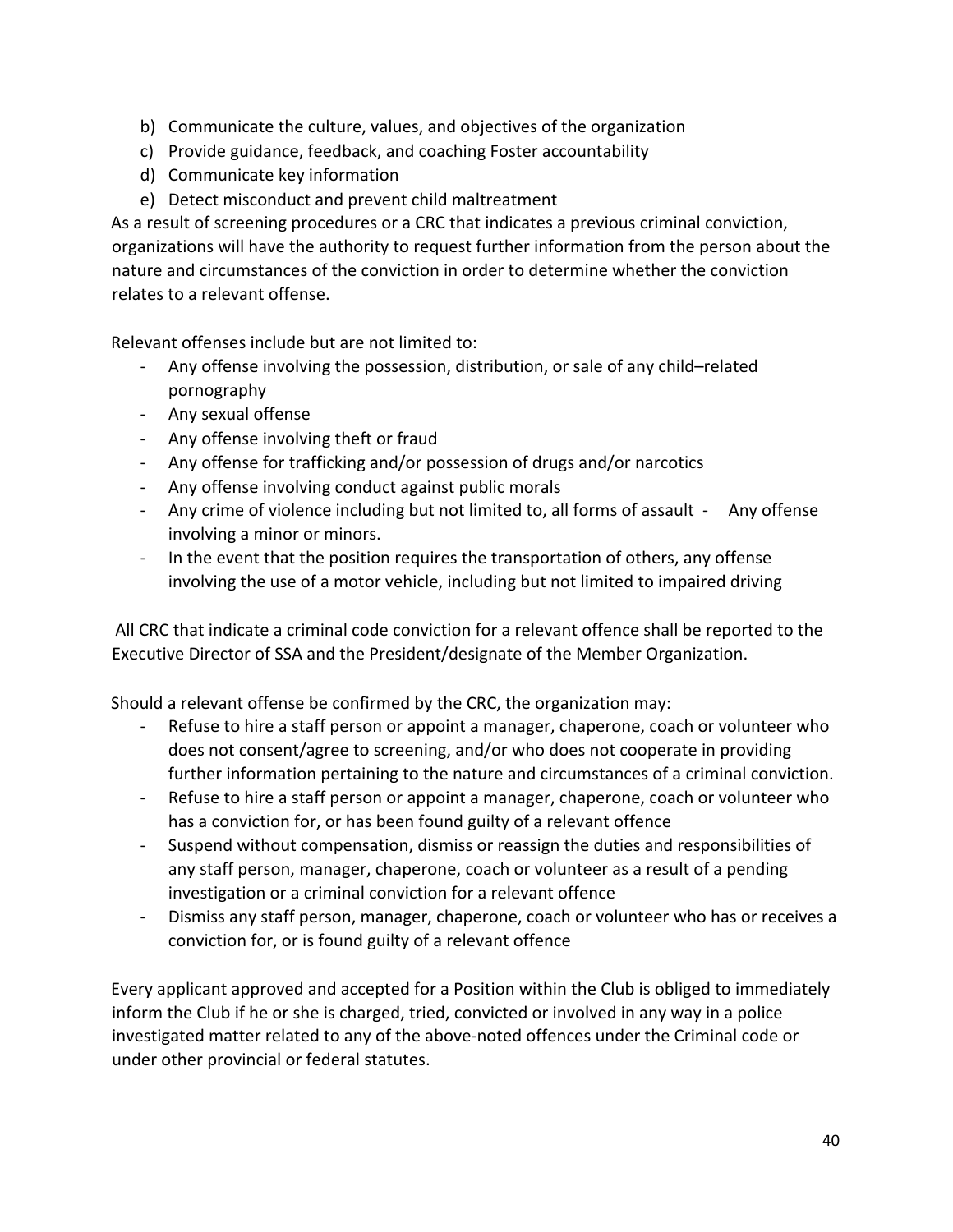b) Communicate the culture, values, and objectives of the organization
c) Provide guidance, feedback, and coaching Foster accountability
d) Communicate key information
e) Detect misconduct and prevent child maltreatment

As a result of screening procedures or a CRC that indicates a previous criminal conviction, organizations will have the authority to request further information from the person about the nature and circumstances of the conviction in order to determine whether the conviction relates to a relevant offense.

Relevant offenses include but are not limited to:

- Any offense involving the possession, distribution, or sale of any child–related pornography
- Any sexual offense
- Any offense involving theft or fraud
- Any offense for trafficking and/or possession of drugs and/or narcotics
- Any offense involving conduct against public morals
- Any crime of violence including but not limited to, all forms of assault
- Any offense involving a minor or minors.
- In the event that the position requires the transportation of others, any offense involving the use of a motor vehicle, including but not limited to impaired driving

All CRC that indicate a criminal code conviction for a relevant offence shall be reported to the Executive Director of SSA and the President/designate of the Member Organization.

Should a relevant offense be confirmed by the CRC, the organization may:

- Refuse to hire a staff person or appoint a manager, chaperone, coach or volunteer who does not consent/agree to screening, and/or who does not cooperate in providing further information pertaining to the nature and circumstances of a criminal conviction.
- Refuse to hire a staff person or appoint a manager, chaperone, coach or volunteer who has a conviction for, or has been found guilty of a relevant offence
- Suspend without compensation, dismiss or reassign the duties and responsibilities of any staff person, manager, chaperone, coach or volunteer as a result of a pending investigation or a criminal conviction for a relevant offence
- Dismiss any staff person, manager, chaperone, coach or volunteer who has or receives a conviction for, or is found guilty of a relevant offence

Every applicant approved and accepted for a Position within the Club is obliged to immediately inform the Club if he or she is charged, tried, convicted or involved in any way in a police investigated matter related to any of the above-noted offences under the Criminal code or under other provincial or federal statutes.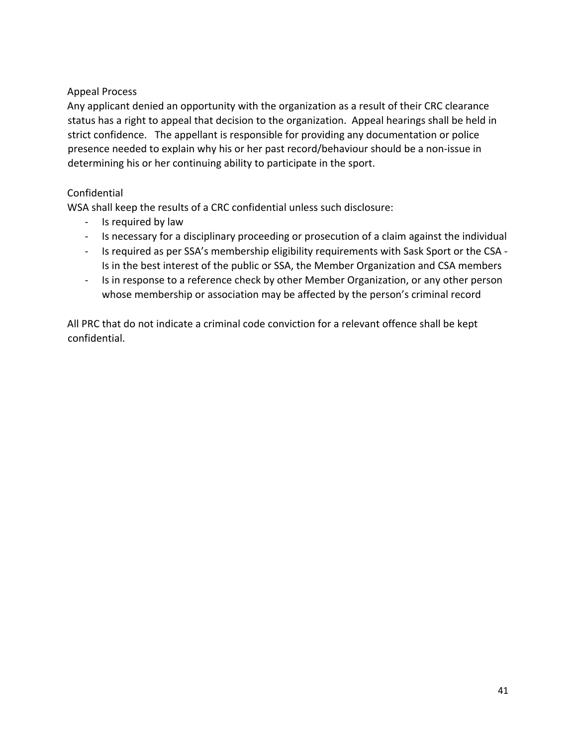## Appeal Process

Any applicant denied an opportunity with the organization as a result of their CRC clearance status has a right to appeal that decision to the organization. Appeal hearings shall be held in strict confidence. The appellant is responsible for providing any documentation or police presence needed to explain why his or her past record/behaviour should be a non-issue in determining his or her continuing ability to participate in the sport.

## Confidential

WSA shall keep the results of a CRC confidential unless such disclosure:

- Is required by law
- Is necessary for a disciplinary proceeding or prosecution of a claim against the individual
- Is required as per SSA's membership eligibility requirements with Sask Sport or the CSA - Is in the best interest of the public or SSA, the Member Organization and CSA members
- Is in response to a reference check by other Member Organization, or any other person whose membership or association may be affected by the person's criminal record

All PRC that do not indicate a criminal code conviction for a relevant offence shall be kept confidential.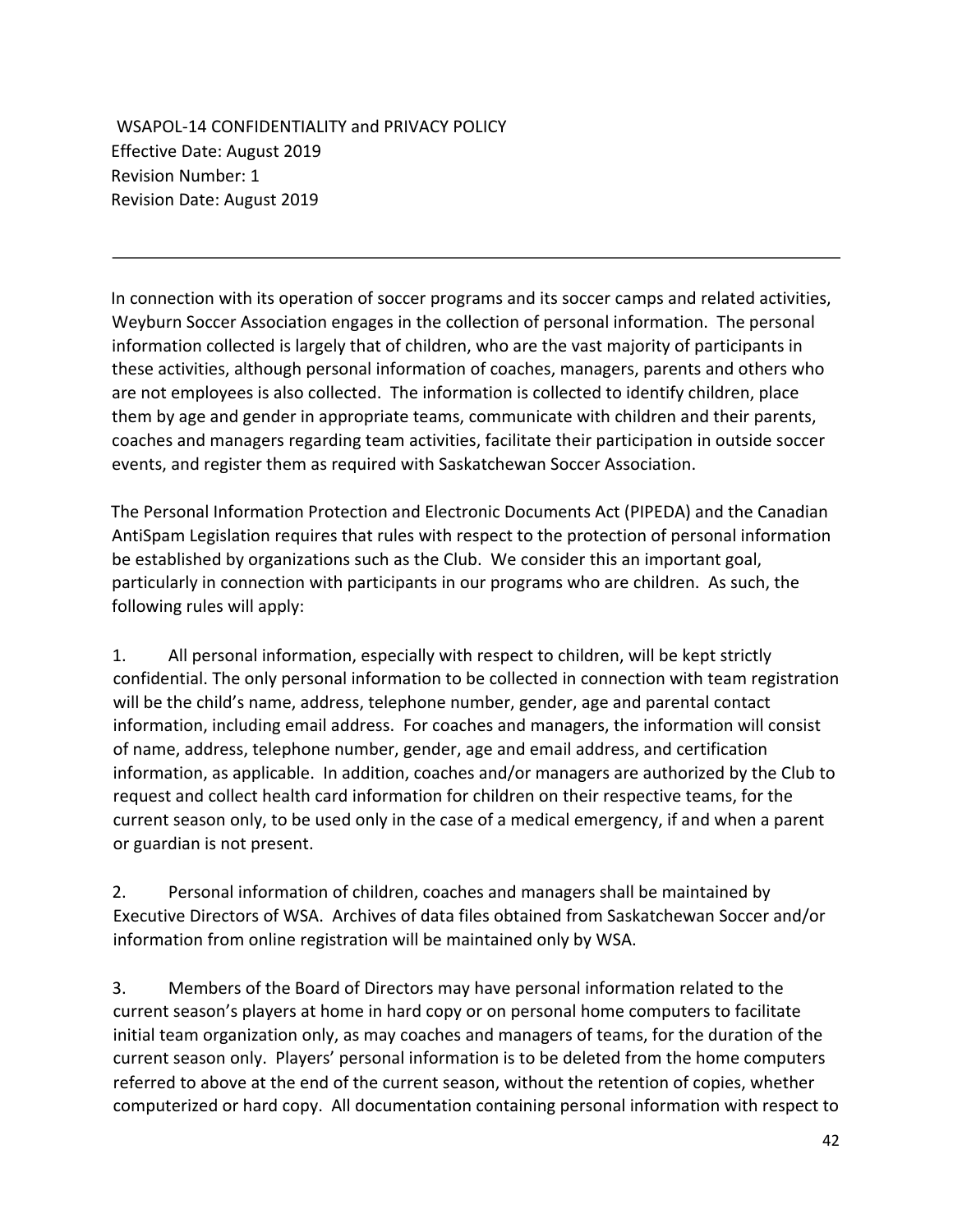# WSAPOL-14 CONFIDENTIALITY and PRIVACY POLICY

Effective Date: August 2019
Revision Number: 1
Revision Date: August 2019

---

In connection with its operation of soccer programs and its soccer camps and related activities, Weyburn Soccer Association engages in the collection of personal information. The personal information collected is largely that of children, who are the vast majority of participants in these activities, although personal information of coaches, managers, parents and others who are not employees is also collected. The information is collected to identify children, place them by age and gender in appropriate teams, communicate with children and their parents, coaches and managers regarding team activities, facilitate their participation in outside soccer events, and register them as required with Saskatchewan Soccer Association.

The Personal Information Protection and Electronic Documents Act (PIPEDA) and the Canadian AntiSpam Legislation requires that rules with respect to the protection of personal information be established by organizations such as the Club. We consider this an important goal, particularly in connection with participants in our programs who are children. As such, the following rules will apply:

1. All personal information, especially with respect to children, will be kept strictly confidential. The only personal information to be collected in connection with team registration will be the child's name, address, telephone number, gender, age and parental contact information, including email address. For coaches and managers, the information will consist of name, address, telephone number, gender, age and email address, and certification information, as applicable. In addition, coaches and/or managers are authorized by the Club to request and collect health card information for children on their respective teams, for the current season only, to be used only in the case of a medical emergency, if and when a parent or guardian is not present.

2. Personal information of children, coaches and managers shall be maintained by Executive Directors of WSA. Archives of data files obtained from Saskatchewan Soccer and/or information from online registration will be maintained only by WSA.

3. Members of the Board of Directors may have personal information related to the current season's players at home in hard copy or on personal home computers to facilitate initial team organization only, as may coaches and managers of teams, for the duration of the current season only. Players' personal information is to be deleted from the home computers referred to above at the end of the current season, without the retention of copies, whether computerized or hard copy. All documentation containing personal information with respect to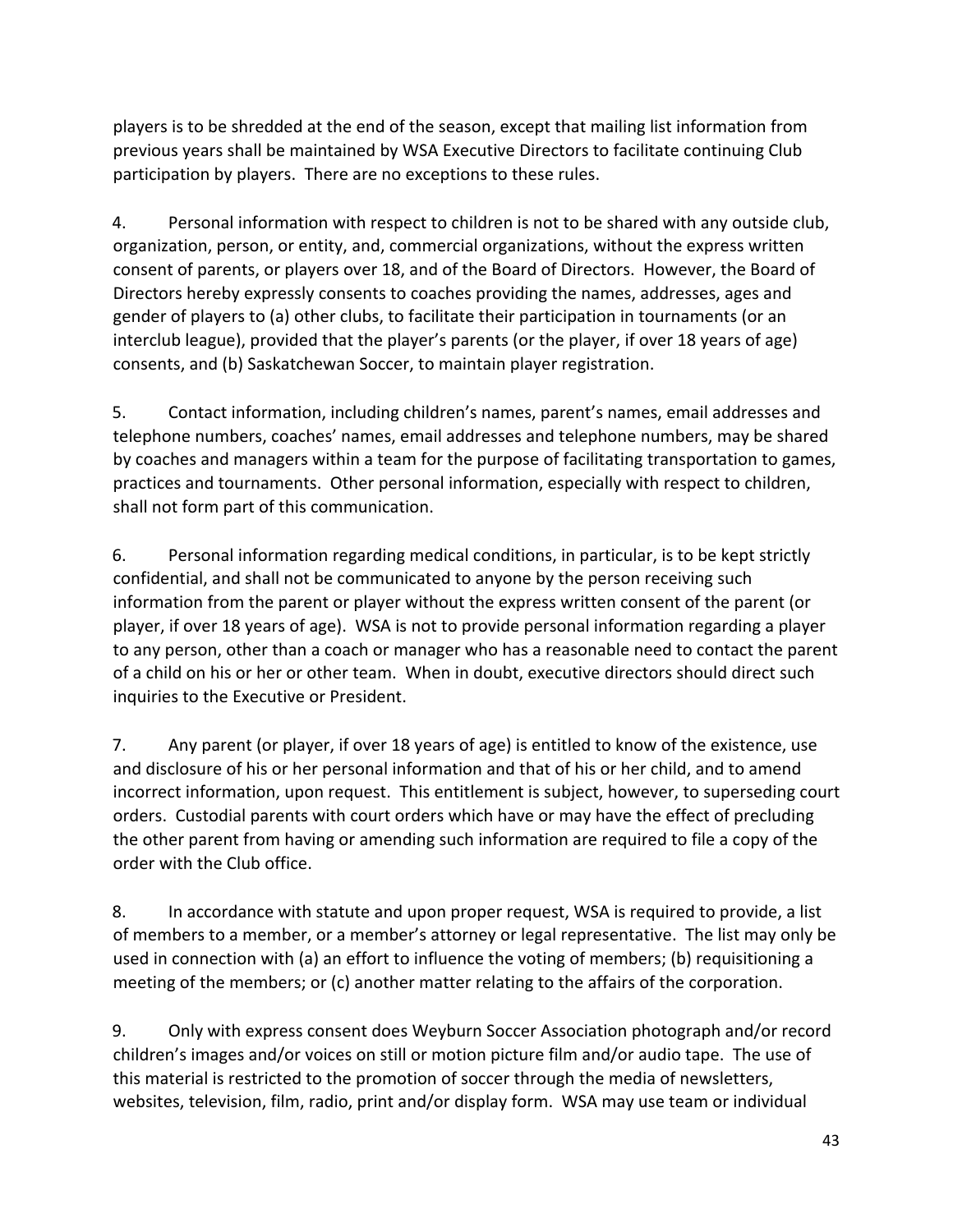players is to be shredded at the end of the season, except that mailing list information from previous years shall be maintained by WSA Executive Directors to facilitate continuing Club participation by players. There are no exceptions to these rules.

4. Personal information with respect to children is not to be shared with any outside club, organization, person, or entity, and, commercial organizations, without the express written consent of parents, or players over 18, and of the Board of Directors. However, the Board of Directors hereby expressly consents to coaches providing the names, addresses, ages and gender of players to (a) other clubs, to facilitate their participation in tournaments (or an interclub league), provided that the player's parents (or the player, if over 18 years of age) consents, and (b) Saskatchewan Soccer, to maintain player registration.

5. Contact information, including children's names, parent's names, email addresses and telephone numbers, coaches' names, email addresses and telephone numbers, may be shared by coaches and managers within a team for the purpose of facilitating transportation to games, practices and tournaments. Other personal information, especially with respect to children, shall not form part of this communication.

6. Personal information regarding medical conditions, in particular, is to be kept strictly confidential, and shall not be communicated to anyone by the person receiving such information from the parent or player without the express written consent of the parent (or player, if over 18 years of age). WSA is not to provide personal information regarding a player to any person, other than a coach or manager who has a reasonable need to contact the parent of a child on his or her or other team. When in doubt, executive directors should direct such inquiries to the Executive or President.

7. Any parent (or player, if over 18 years of age) is entitled to know of the existence, use and disclosure of his or her personal information and that of his or her child, and to amend incorrect information, upon request. This entitlement is subject, however, to superseding court orders. Custodial parents with court orders which have or may have the effect of precluding the other parent from having or amending such information are required to file a copy of the order with the Club office.

8. In accordance with statute and upon proper request, WSA is required to provide, a list of members to a member, or a member's attorney or legal representative. The list may only be used in connection with (a) an effort to influence the voting of members; (b) requisitioning a meeting of the members; or (c) another matter relating to the affairs of the corporation.

9. Only with express consent does Weyburn Soccer Association photograph and/or record children's images and/or voices on still or motion picture film and/or audio tape. The use of this material is restricted to the promotion of soccer through the media of newsletters, websites, television, film, radio, print and/or display form. WSA may use team or individual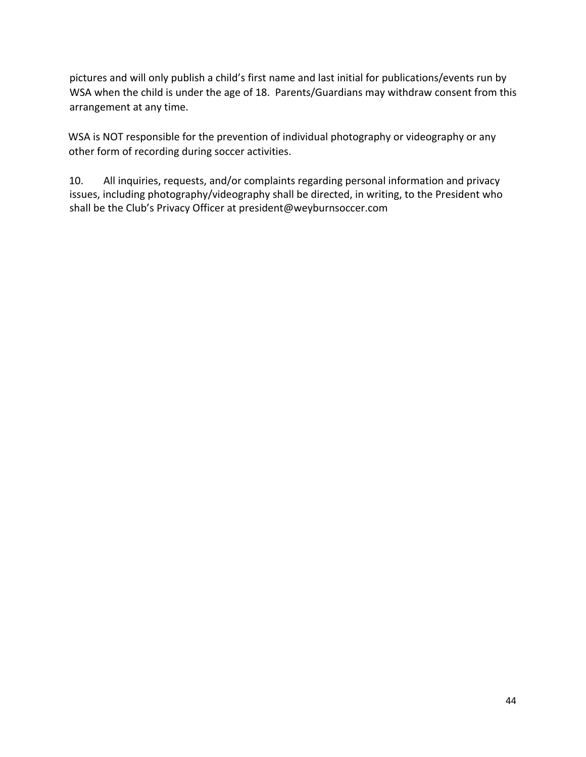pictures and will only publish a child's first name and last initial for publications/events run by WSA when the child is under the age of 18. Parents/Guardians may withdraw consent from this arrangement at any time.

WSA is NOT responsible for the prevention of individual photography or videography or any other form of recording during soccer activities.

10. All inquiries, requests, and/or complaints regarding personal information and privacy issues, including photography/videography shall be directed, in writing, to the President who shall be the Club's Privacy Officer at president@weyburnsoccer.com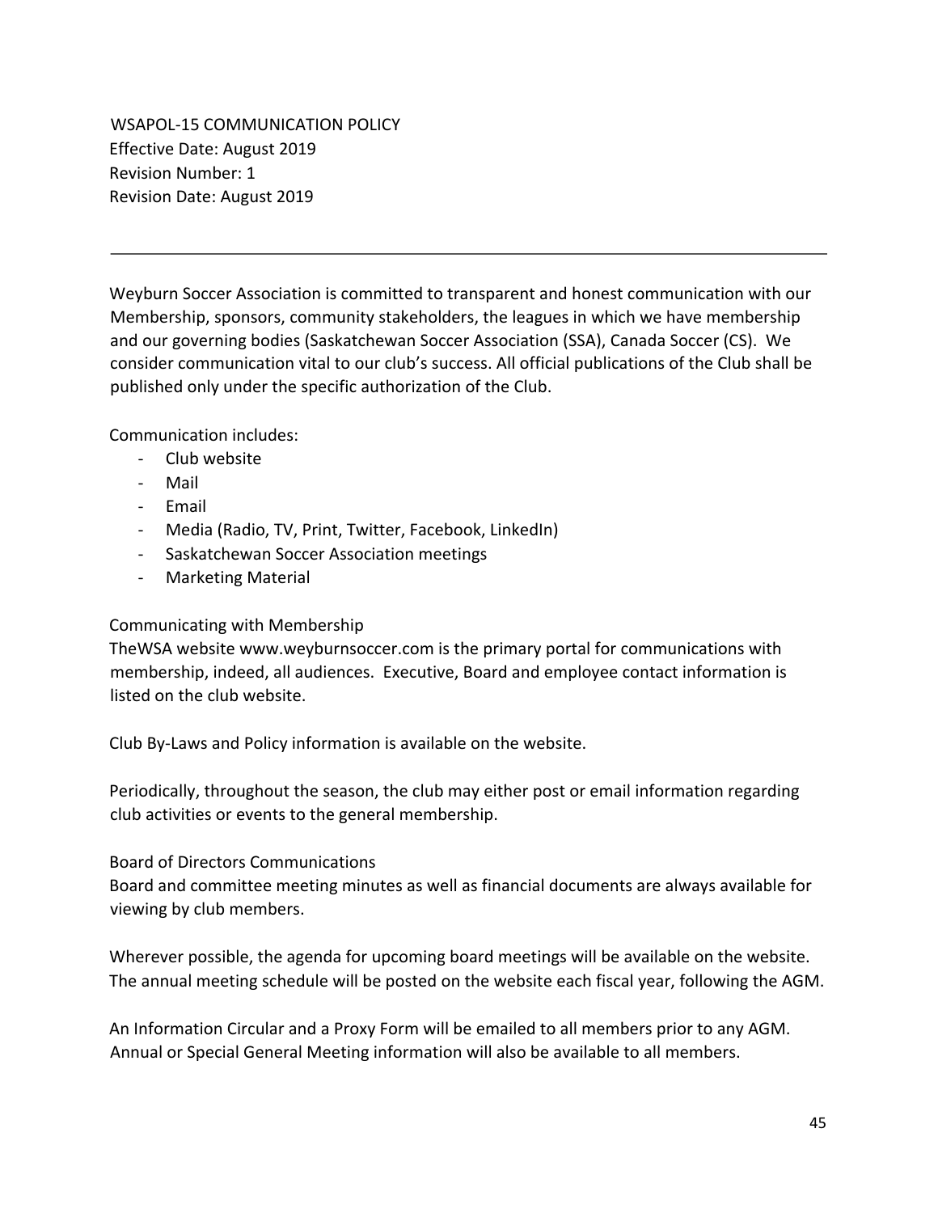WSAPOL-15 COMMUNICATION POLICY
Effective Date: August 2019
Revision Number: 1
Revision Date: August 2019

---

Weyburn Soccer Association is committed to transparent and honest communication with our Membership, sponsors, community stakeholders, the leagues in which we have membership and our governing bodies (Saskatchewan Soccer Association (SSA), Canada Soccer (CS). We consider communication vital to our club's success. All official publications of the Club shall be published only under the specific authorization of the Club.

Communication includes:

- Club website
- Mail
- Email
- Media (Radio, TV, Print, Twitter, Facebook, LinkedIn)
- Saskatchewan Soccer Association meetings
- Marketing Material

Communicating with Membership
TheWSA website www.weyburnsoccer.com is the primary portal for communications with membership, indeed, all audiences. Executive, Board and employee contact information is listed on the club website.

Club By-Laws and Policy information is available on the website.

Periodically, throughout the season, the club may either post or email information regarding club activities or events to the general membership.

Board of Directors Communications
Board and committee meeting minutes as well as financial documents are always available for viewing by club members.

Wherever possible, the agenda for upcoming board meetings will be available on the website. The annual meeting schedule will be posted on the website each fiscal year, following the AGM.

An Information Circular and a Proxy Form will be emailed to all members prior to any AGM. Annual or Special General Meeting information will also be available to all members.